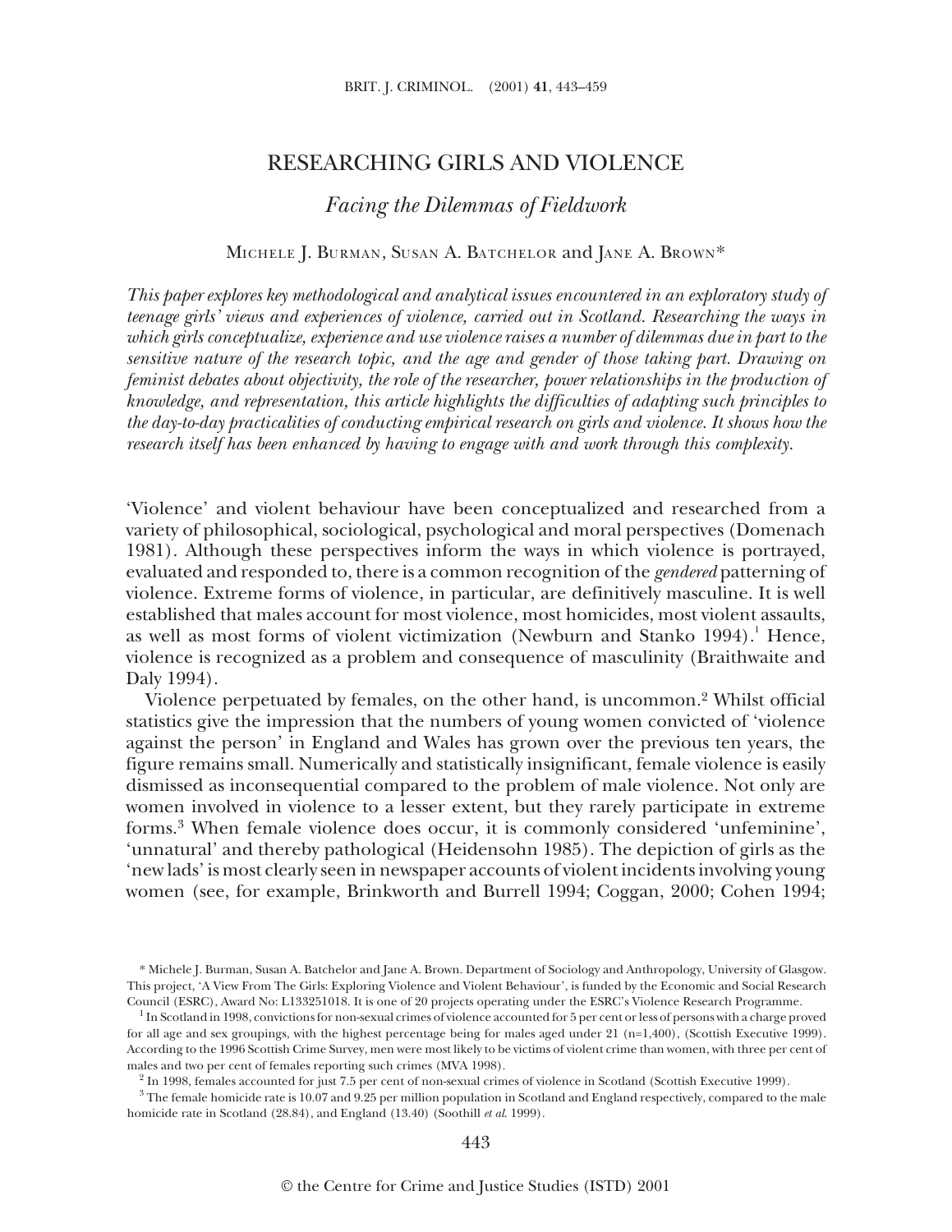# RESEARCHING GIRLS AND VIOLENCE

## *Facing the Dilemmas of Fieldwork*

Michele J. Burman, Susan A. Batchelor and Jane A. Brown*

*This paper explores key methodological and analytical issues encountered in an exploratory study of teenage girls' views and experiences of violence, carried out in Scotland. Researching the ways in which girls conceptualize, experience and use violence raises a number of dilemmas due in part to the sensitive nature of the research topic, and the age and gender of those taking part. Drawing on feminist debates about objectivity, the role of the researcher, power relationships in the production of knowledge, and representation, this article highlights the difficulties of adapting such principles to the day-to-day practicalities of conducting empirical research on girls and violence. It shows how the research itself has been enhanced by having to engage with and work through this complexity.*

'Violence' and violent behaviour have been conceptualized and researched from a variety of philosophical, sociological, psychological and moral perspectives (Domenach 1981). Although these perspectives inform the ways in which violence is portrayed, evaluated and responded to, there is a common recognition of the *gendered* patterning of violence. Extreme forms of violence, in particular, are definitively masculine. It is well established that males account for most violence, most homicides, most violent assaults, as well as most forms of violent victimization (Newburn and Stanko 1994).[1] Hence, violence is recognized as a problem and consequence of masculinity (Braithwaite and Daly 1994).

Violence perpetuated by females, on the other hand, is uncommon.[2] Whilst official statistics give the impression that the numbers of young women convicted of 'violence against the person' in England and Wales has grown over the previous ten years, the figure remains small. Numerically and statistically insignificant, female violence is easily dismissed as inconsequential compared to the problem of male violence. Not only are women involved in violence to a lesser extent, but they rarely participate in extreme forms.[3] When female violence does occur, it is commonly considered 'unfeminine', 'unnatural' and thereby pathological (Heidensohn 1985). The depiction of girls as the 'new lads' is most clearly seen in newspaper accounts of violent incidents involving young women (see, for example, Brinkworth and Burrell 1994; Coggan, 2000; Cohen 1994;

\* Michele J. Burman, Susan A. Batchelor and Jane A. Brown. Department of Sociology and Anthropology, University of Glasgow. This project, 'A View From The Girls: Exploring Violence and Violent Behaviour', is funded by the Economic and Social Research Council (ESRC), Award No: L133251018. It is one of 20 projects operating under the ESRC's Violence Research Programme.

[1] In Scotland in 1998, convictions for non-sexual crimes of violence accounted for 5 per cent or less of persons with a charge proved for all age and sex groupings, with the highest percentage being for males aged under 21 (n=1,400), (Scottish Executive 1999). According to the 1996 Scottish Crime Survey, men were most likely to be victims of violent crime than women, with three per cent of males and two per cent of females reporting such crimes (MVA 1998).

[2] In 1998, females accounted for just 7.5 per cent of non-sexual crimes of violence in Scotland (Scottish Executive 1999).

[3] The female homicide rate is 10.07 and 9.25 per million population in Scotland and England respectively, compared to the male homicide rate in Scotland (28.84), and England (13.40) (Soothill *et al*. 1999).

© the Centre for Crime and Justice Studies (ISTD) 2001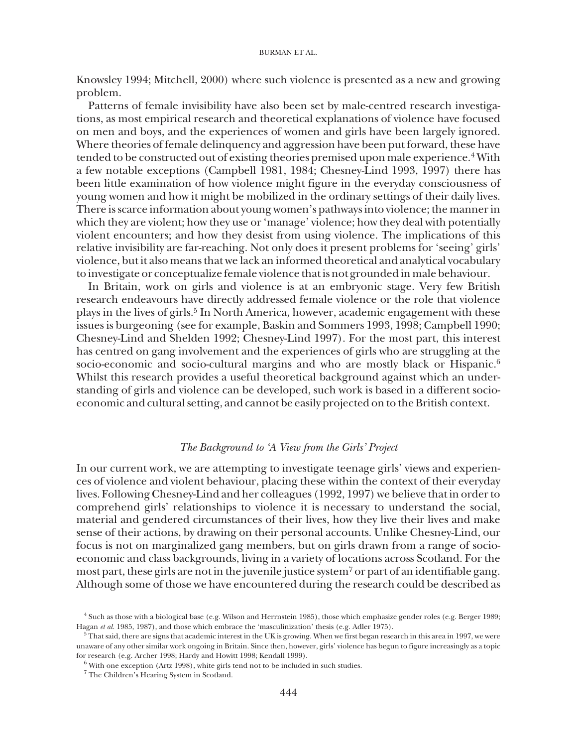Knowsley 1994; Mitchell, 2000) where such violence is presented as a new and growing problem.

Patterns of female invisibility have also been set by male-centred research investigations, as most empirical research and theoretical explanations of violence have focused on men and boys, and the experiences of women and girls have been largely ignored. Where theories of female delinquency and aggression have been put forward, these have tended to be constructed out of existing theories premised upon male experience.[4] With a few notable exceptions (Campbell 1981, 1984; Chesney-Lind 1993, 1997) there has been little examination of how violence might figure in the everyday consciousness of young women and how it might be mobilized in the ordinary settings of their daily lives. There is scarce information about young women's pathways into violence; the manner in which they are violent; how they use or 'manage' violence; how they deal with potentially violent encounters; and how they desist from using violence. The implications of this relative invisibility are far-reaching. Not only does it present problems for 'seeing' girls' violence, but it also means that we lack an informed theoretical and analytical vocabulary to investigate or conceptualize female violence that is not grounded in male behaviour.

In Britain, work on girls and violence is at an embryonic stage. Very few British research endeavours have directly addressed female violence or the role that violence plays in the lives of girls.[5] In North America, however, academic engagement with these issues is burgeoning (see for example, Baskin and Sommers 1993, 1998; Campbell 1990; Chesney-Lind and Shelden 1992; Chesney-Lind 1997). For the most part, this interest has centred on gang involvement and the experiences of girls who are struggling at the socio-economic and socio-cultural margins and who are mostly black or Hispanic.[6] Whilst this research provides a useful theoretical background against which an understanding of girls and violence can be developed, such work is based in a different socio-economic and cultural setting, and cannot be easily projected on to the British context.

### *The Background to 'A View from the Girls' Project*

In our current work, we are attempting to investigate teenage girls' views and experiences of violence and violent behaviour, placing these within the context of their everyday lives. Following Chesney-Lind and her colleagues (1992, 1997) we believe that in order to comprehend girls' relationships to violence it is necessary to understand the social, material and gendered circumstances of their lives, how they live their lives and make sense of their actions, by drawing on their personal accounts. Unlike Chesney-Lind, our focus is not on marginalized gang members, but on girls drawn from a range of socio-economic and class backgrounds, living in a variety of locations across Scotland. For the most part, these girls are not in the juvenile justice system[7] or part of an identifiable gang. Although some of those we have encountered during the research could be described as

[4] Such as those with a biological base (e.g. Wilson and Herrnstein 1985), those which emphasize gender roles (e.g. Berger 1989; Hagan *et al.* 1985, 1987), and those which embrace the 'masculinization' thesis (e.g. Adler 1975).

[5] That said, there are signs that academic interest in the UK is growing. When we first began research in this area in 1997, we were unaware of any other similar work ongoing in Britain. Since then, however, girls' violence has begun to figure increasingly as a topic for research (e.g. Archer 1998; Hardy and Howitt 1998; Kendall 1999).

[6] With one exception (Artz 1998), white girls tend not to be included in such studies.

[7] The Children's Hearing System in Scotland.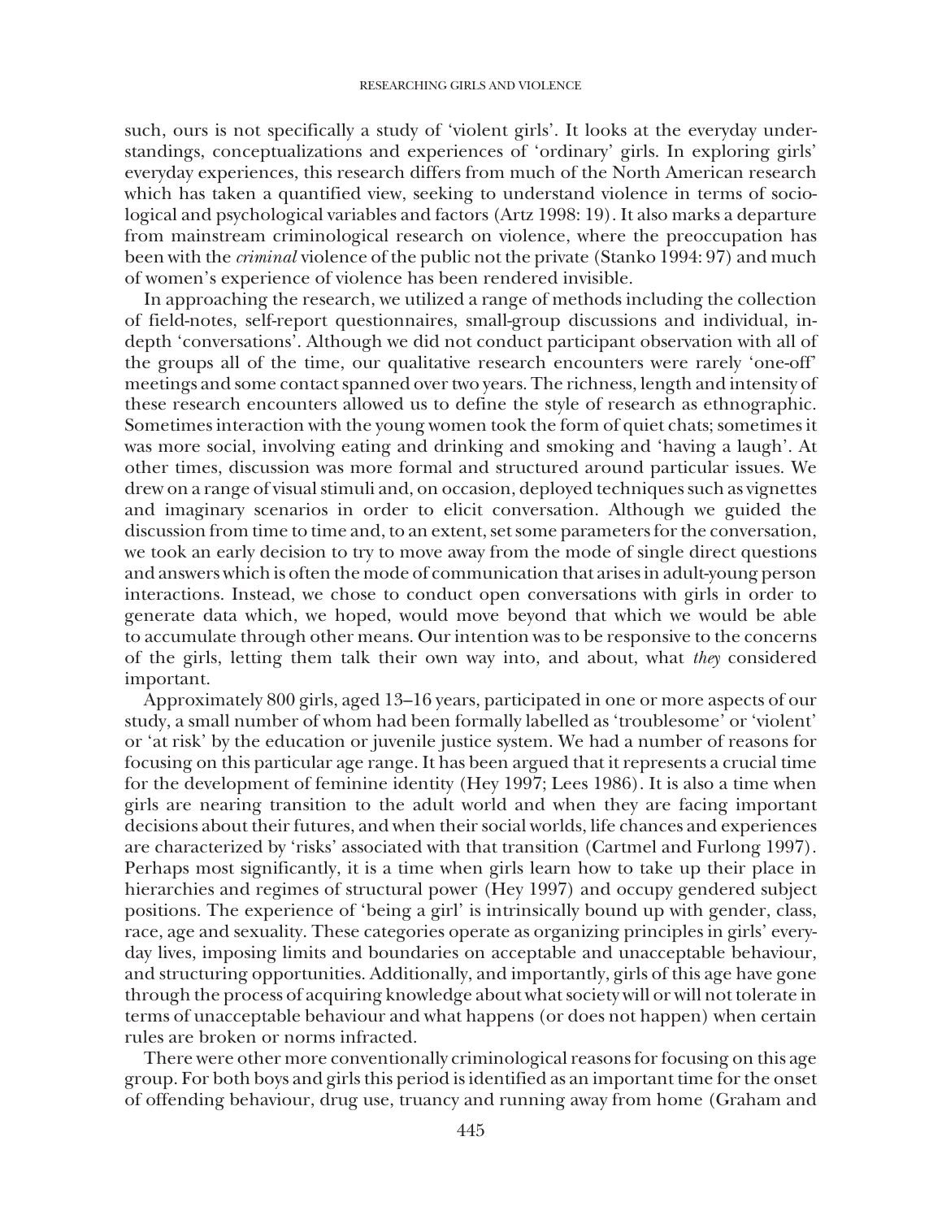such, ours is not specifically a study of 'violent girls'. It looks at the everyday understandings, conceptualizations and experiences of 'ordinary' girls. In exploring girls' everyday experiences, this research differs from much of the North American research which has taken a quantified view, seeking to understand violence in terms of sociological and psychological variables and factors (Artz 1998: 19). It also marks a departure from mainstream criminological research on violence, where the preoccupation has been with the *criminal* violence of the public not the private (Stanko 1994: 97) and much of women's experience of violence has been rendered invisible.

In approaching the research, we utilized a range of methods including the collection of field-notes, self-report questionnaires, small-group discussions and individual, in-depth 'conversations'. Although we did not conduct participant observation with all of the groups all of the time, our qualitative research encounters were rarely 'one-off' meetings and some contact spanned over two years. The richness, length and intensity of these research encounters allowed us to define the style of research as ethnographic. Sometimes interaction with the young women took the form of quiet chats; sometimes it was more social, involving eating and drinking and smoking and 'having a laugh'. At other times, discussion was more formal and structured around particular issues. We drew on a range of visual stimuli and, on occasion, deployed techniques such as vignettes and imaginary scenarios in order to elicit conversation. Although we guided the discussion from time to time and, to an extent, set some parameters for the conversation, we took an early decision to try to move away from the mode of single direct questions and answers which is often the mode of communication that arises in adult-young person interactions. Instead, we chose to conduct open conversations with girls in order to generate data which, we hoped, would move beyond that which we would be able to accumulate through other means. Our intention was to be responsive to the concerns of the girls, letting them talk their own way into, and about, what *they* considered important.

Approximately 800 girls, aged 13–16 years, participated in one or more aspects of our study, a small number of whom had been formally labelled as 'troublesome' or 'violent' or 'at risk' by the education or juvenile justice system. We had a number of reasons for focusing on this particular age range. It has been argued that it represents a crucial time for the development of feminine identity (Hey 1997; Lees 1986). It is also a time when girls are nearing transition to the adult world and when they are facing important decisions about their futures, and when their social worlds, life chances and experiences are characterized by 'risks' associated with that transition (Cartmel and Furlong 1997). Perhaps most significantly, it is a time when girls learn how to take up their place in hierarchies and regimes of structural power (Hey 1997) and occupy gendered subject positions. The experience of 'being a girl' is intrinsically bound up with gender, class, race, age and sexuality. These categories operate as organizing principles in girls' everyday lives, imposing limits and boundaries on acceptable and unacceptable behaviour, and structuring opportunities. Additionally, and importantly, girls of this age have gone through the process of acquiring knowledge about what society will or will not tolerate in terms of unacceptable behaviour and what happens (or does not happen) when certain rules are broken or norms infracted.

There were other more conventionally criminological reasons for focusing on this age group. For both boys and girls this period is identified as an important time for the onset of offending behaviour, drug use, truancy and running away from home (Graham and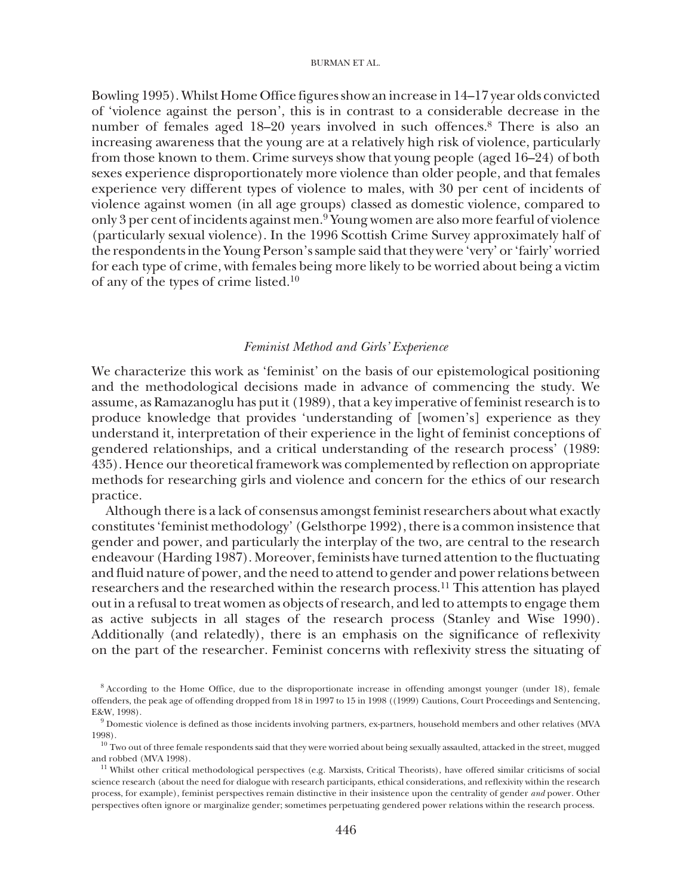Bowling 1995). Whilst Home Office figures show an increase in 14–17 year olds convicted of 'violence against the person', this is in contrast to a considerable decrease in the number of females aged 18–20 years involved in such offences.[8] There is also an increasing awareness that the young are at a relatively high risk of violence, particularly from those known to them. Crime surveys show that young people (aged 16–24) of both sexes experience disproportionately more violence than older people, and that females experience very different types of violence to males, with 30 per cent of incidents of violence against women (in all age groups) classed as domestic violence, compared to only 3 per cent of incidents against men.[9] Young women are also more fearful of violence (particularly sexual violence). In the 1996 Scottish Crime Survey approximately half of the respondents in the Young Person's sample said that they were 'very' or 'fairly' worried for each type of crime, with females being more likely to be worried about being a victim of any of the types of crime listed.[10]

### *Feminist Method and Girls' Experience*

We characterize this work as 'feminist' on the basis of our epistemological positioning and the methodological decisions made in advance of commencing the study. We assume, as Ramazanoglu has put it (1989), that a key imperative of feminist research is to produce knowledge that provides 'understanding of [women's] experience as they understand it, interpretation of their experience in the light of feminist conceptions of gendered relationships, and a critical understanding of the research process' (1989: 435). Hence our theoretical framework was complemented by reflection on appropriate methods for researching girls and violence and concern for the ethics of our research practice.

Although there is a lack of consensus amongst feminist researchers about what exactly constitutes 'feminist methodology' (Gelsthorpe 1992), there is a common insistence that gender and power, and particularly the interplay of the two, are central to the research endeavour (Harding 1987). Moreover, feminists have turned attention to the fluctuating and fluid nature of power, and the need to attend to gender and power relations between researchers and the researched within the research process.[11] This attention has played out in a refusal to treat women as objects of research, and led to attempts to engage them as active subjects in all stages of the research process (Stanley and Wise 1990). Additionally (and relatedly), there is an emphasis on the significance of reflexivity on the part of the researcher. Feminist concerns with reflexivity stress the situating of

[8] According to the Home Office, due to the disproportionate increase in offending amongst younger (under 18), female offenders, the peak age of offending dropped from 18 in 1997 to 15 in 1998 ((1999) Cautions, Court Proceedings and Sentencing, E&W, 1998).

[9] Domestic violence is defined as those incidents involving partners, ex-partners, household members and other relatives (MVA 1998).

[10] Two out of three female respondents said that they were worried about being sexually assaulted, attacked in the street, mugged and robbed (MVA 1998).

[11] Whilst other critical methodological perspectives (e.g. Marxists, Critical Theorists), have offered similar criticisms of social science research (about the need for dialogue with research participants, ethical considerations, and reflexivity within the research process, for example), feminist perspectives remain distinctive in their insistence upon the centrality of gender *and* power. Other perspectives often ignore or marginalize gender; sometimes perpetuating gendered power relations within the research process.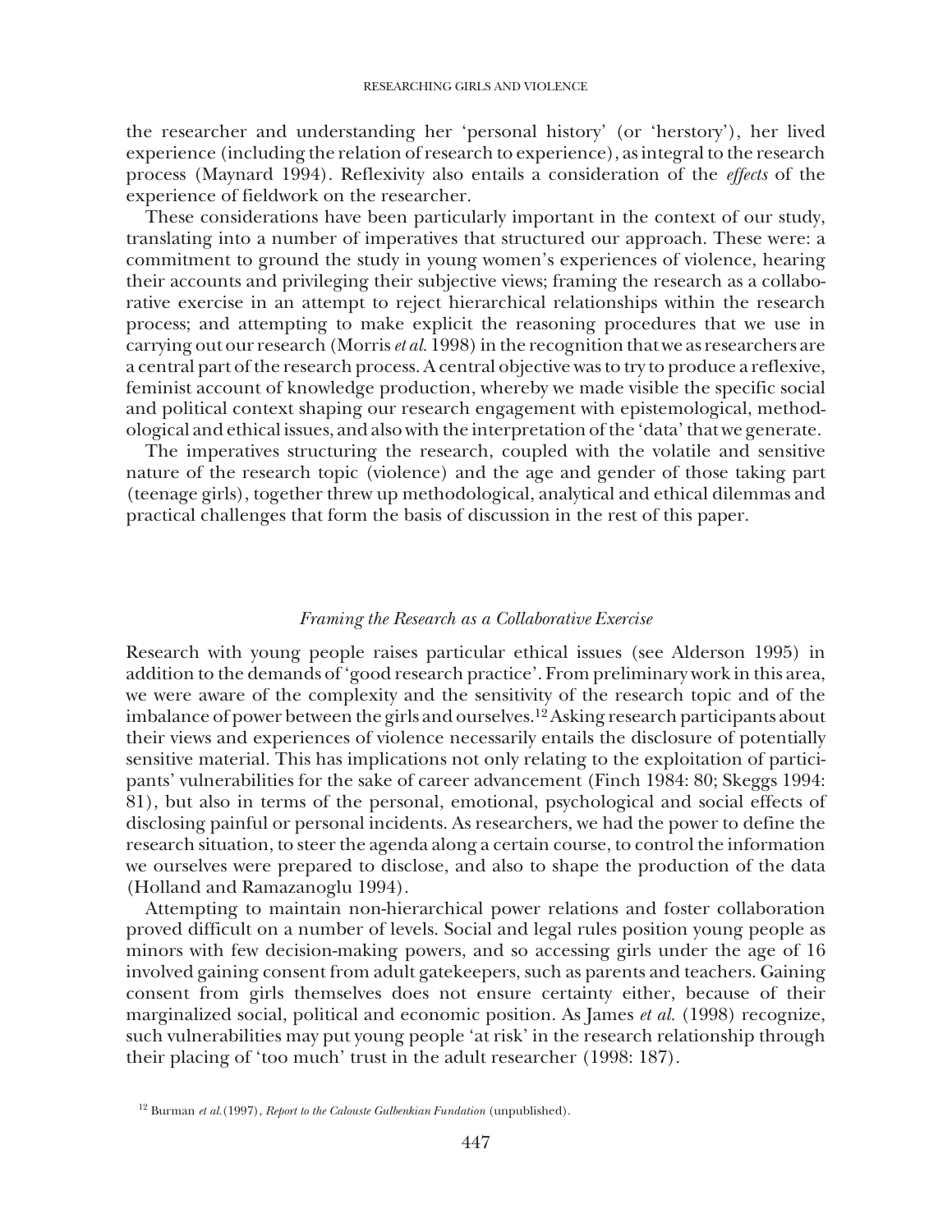the researcher and understanding her 'personal history' (or 'herstory'), her lived experience (including the relation of research to experience), as integral to the research process (Maynard 1994). Reflexivity also entails a consideration of the *effects* of the experience of fieldwork on the researcher.

These considerations have been particularly important in the context of our study, translating into a number of imperatives that structured our approach. These were: a commitment to ground the study in young women's experiences of violence, hearing their accounts and privileging their subjective views; framing the research as a collaborative exercise in an attempt to reject hierarchical relationships within the research process; and attempting to make explicit the reasoning procedures that we use in carrying out our research (Morris *et al.* 1998) in the recognition that we as researchers are a central part of the research process. A central objective was to try to produce a reflexive, feminist account of knowledge production, whereby we made visible the specific social and political context shaping our research engagement with epistemological, methodological and ethical issues, and also with the interpretation of the 'data' that we generate.

The imperatives structuring the research, coupled with the volatile and sensitive nature of the research topic (violence) and the age and gender of those taking part (teenage girls), together threw up methodological, analytical and ethical dilemmas and practical challenges that form the basis of discussion in the rest of this paper.

### *Framing the Research as a Collaborative Exercise*

Research with young people raises particular ethical issues (see Alderson 1995) in addition to the demands of 'good research practice'. From preliminary work in this area, we were aware of the complexity and the sensitivity of the research topic and of the imbalance of power between the girls and ourselves.[12] Asking research participants about their views and experiences of violence necessarily entails the disclosure of potentially sensitive material. This has implications not only relating to the exploitation of participants' vulnerabilities for the sake of career advancement (Finch 1984: 80; Skeggs 1994: 81), but also in terms of the personal, emotional, psychological and social effects of disclosing painful or personal incidents. As researchers, we had the power to define the research situation, to steer the agenda along a certain course, to control the information we ourselves were prepared to disclose, and also to shape the production of the data (Holland and Ramazanoglu 1994).

Attempting to maintain non-hierarchical power relations and foster collaboration proved difficult on a number of levels. Social and legal rules position young people as minors with few decision-making powers, and so accessing girls under the age of 16 involved gaining consent from adult gatekeepers, such as parents and teachers. Gaining consent from girls themselves does not ensure certainty either, because of their marginalized social, political and economic position. As James *et al.* (1998) recognize, such vulnerabilities may put young people 'at risk' in the research relationship through their placing of 'too much' trust in the adult researcher (1998: 187).

[12] Burman *et al.* (1997), *Report to the Calouste Gulbenkian Fundation* (unpublished).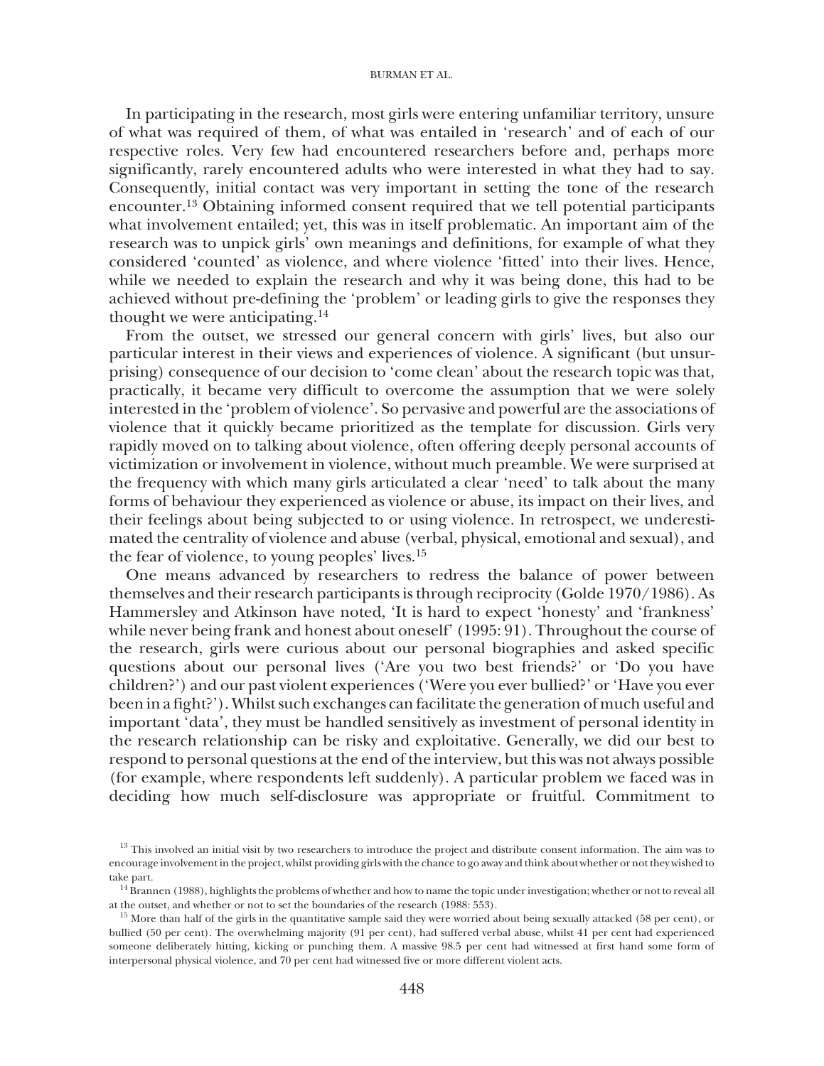In participating in the research, most girls were entering unfamiliar territory, unsure of what was required of them, of what was entailed in 'research' and of each of our respective roles. Very few had encountered researchers before and, perhaps more significantly, rarely encountered adults who were interested in what they had to say. Consequently, initial contact was very important in setting the tone of the research encounter.[13] Obtaining informed consent required that we tell potential participants what involvement entailed; yet, this was in itself problematic. An important aim of the research was to unpick girls' own meanings and definitions, for example of what they considered 'counted' as violence, and where violence 'fitted' into their lives. Hence, while we needed to explain the research and why it was being done, this had to be achieved without pre-defining the 'problem' or leading girls to give the responses they thought we were anticipating.[14]

From the outset, we stressed our general concern with girls' lives, but also our particular interest in their views and experiences of violence. A significant (but unsurprising) consequence of our decision to 'come clean' about the research topic was that, practically, it became very difficult to overcome the assumption that we were solely interested in the 'problem of violence'. So pervasive and powerful are the associations of violence that it quickly became prioritized as the template for discussion. Girls very rapidly moved on to talking about violence, often offering deeply personal accounts of victimization or involvement in violence, without much preamble. We were surprised at the frequency with which many girls articulated a clear 'need' to talk about the many forms of behaviour they experienced as violence or abuse, its impact on their lives, and their feelings about being subjected to or using violence. In retrospect, we underestimated the centrality of violence and abuse (verbal, physical, emotional and sexual), and the fear of violence, to young peoples' lives.[15]

One means advanced by researchers to redress the balance of power between themselves and their research participants is through reciprocity (Golde 1970/1986). As Hammersley and Atkinson have noted, 'It is hard to expect 'honesty' and 'frankness' while never being frank and honest about oneself' (1995: 91). Throughout the course of the research, girls were curious about our personal biographies and asked specific questions about our personal lives ('Are you two best friends?' or 'Do you have children?') and our past violent experiences ('Were you ever bullied?' or 'Have you ever been in a fight?'). Whilst such exchanges can facilitate the generation of much useful and important 'data', they must be handled sensitively as investment of personal identity in the research relationship can be risky and exploitative. Generally, we did our best to respond to personal questions at the end of the interview, but this was not always possible (for example, where respondents left suddenly). A particular problem we faced was in deciding how much self-disclosure was appropriate or fruitful. Commitment to

[13] This involved an initial visit by two researchers to introduce the project and distribute consent information. The aim was to encourage involvement in the project, whilst providing girls with the chance to go away and think about whether or not they wished to take part.

[14] Brannen (1988), highlights the problems of whether and how to name the topic under investigation; whether or not to reveal all at the outset, and whether or not to set the boundaries of the research (1988: 553).

[15] More than half of the girls in the quantitative sample said they were worried about being sexually attacked (58 per cent), or bullied (50 per cent). The overwhelming majority (91 per cent), had suffered verbal abuse, whilst 41 per cent had experienced someone deliberately hitting, kicking or punching them. A massive 98.5 per cent had witnessed at first hand some form of interpersonal physical violence, and 70 per cent had witnessed five or more different violent acts.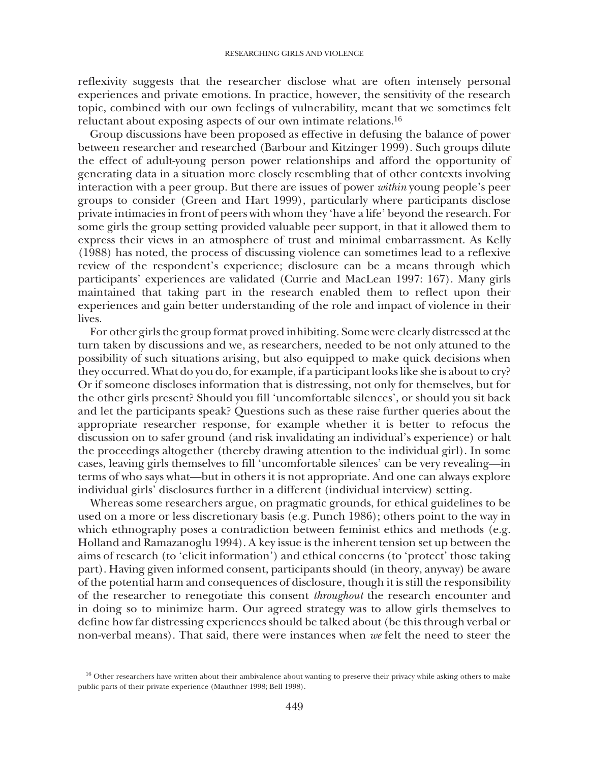reflexivity suggests that the researcher disclose what are often intensely personal experiences and private emotions. In practice, however, the sensitivity of the research topic, combined with our own feelings of vulnerability, meant that we sometimes felt reluctant about exposing aspects of our own intimate relations.[16]

Group discussions have been proposed as effective in defusing the balance of power between researcher and researched (Barbour and Kitzinger 1999). Such groups dilute the effect of adult-young person power relationships and afford the opportunity of generating data in a situation more closely resembling that of other contexts involving interaction with a peer group. But there are issues of power *within* young people's peer groups to consider (Green and Hart 1999), particularly where participants disclose private intimacies in front of peers with whom they 'have a life' beyond the research. For some girls the group setting provided valuable peer support, in that it allowed them to express their views in an atmosphere of trust and minimal embarrassment. As Kelly (1988) has noted, the process of discussing violence can sometimes lead to a reflexive review of the respondent's experience; disclosure can be a means through which participants' experiences are validated (Currie and MacLean 1997: 167). Many girls maintained that taking part in the research enabled them to reflect upon their experiences and gain better understanding of the role and impact of violence in their lives.

For other girls the group format proved inhibiting. Some were clearly distressed at the turn taken by discussions and we, as researchers, needed to be not only attuned to the possibility of such situations arising, but also equipped to make quick decisions when they occurred. What do you do, for example, if a participant looks like she is about to cry? Or if someone discloses information that is distressing, not only for themselves, but for the other girls present? Should you fill 'uncomfortable silences', or should you sit back and let the participants speak? Questions such as these raise further queries about the appropriate researcher response, for example whether it is better to refocus the discussion on to safer ground (and risk invalidating an individual's experience) or halt the proceedings altogether (thereby drawing attention to the individual girl). In some cases, leaving girls themselves to fill 'uncomfortable silences' can be very revealing—in terms of who says what—but in others it is not appropriate. And one can always explore individual girls' disclosures further in a different (individual interview) setting.

Whereas some researchers argue, on pragmatic grounds, for ethical guidelines to be used on a more or less discretionary basis (e.g. Punch 1986); others point to the way in which ethnography poses a contradiction between feminist ethics and methods (e.g. Holland and Ramazanoglu 1994). A key issue is the inherent tension set up between the aims of research (to 'elicit information') and ethical concerns (to 'protect' those taking part). Having given informed consent, participants should (in theory, anyway) be aware of the potential harm and consequences of disclosure, though it is still the responsibility of the researcher to renegotiate this consent *throughout* the research encounter and in doing so to minimize harm. Our agreed strategy was to allow girls themselves to define how far distressing experiences should be talked about (be this through verbal or non-verbal means). That said, there were instances when *we* felt the need to steer the

[16] Other researchers have written about their ambivalence about wanting to preserve their privacy while asking others to make public parts of their private experience (Mauthner 1998; Bell 1998).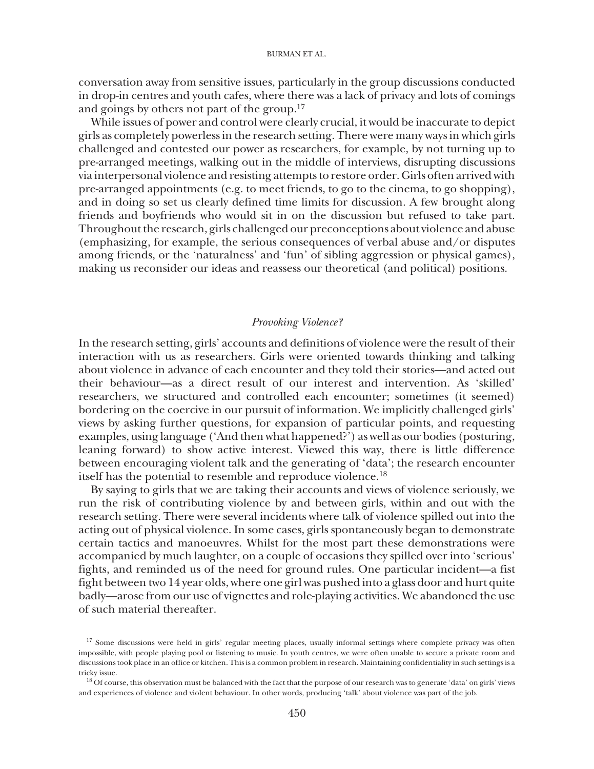conversation away from sensitive issues, particularly in the group discussions conducted in drop-in centres and youth cafes, where there was a lack of privacy and lots of comings and goings by others not part of the group.[17]

While issues of power and control were clearly crucial, it would be inaccurate to depict girls as completely powerless in the research setting. There were many ways in which girls challenged and contested our power as researchers, for example, by not turning up to pre-arranged meetings, walking out in the middle of interviews, disrupting discussions via interpersonal violence and resisting attempts to restore order. Girls often arrived with pre-arranged appointments (e.g. to meet friends, to go to the cinema, to go shopping), and in doing so set us clearly defined time limits for discussion. A few brought along friends and boyfriends who would sit in on the discussion but refused to take part. Throughout the research, girls challenged our preconceptions about violence and abuse (emphasizing, for example, the serious consequences of verbal abuse and/or disputes among friends, or the 'naturalness' and 'fun' of sibling aggression or physical games), making us reconsider our ideas and reassess our theoretical (and political) positions.

## *Provoking Violence?*

In the research setting, girls' accounts and definitions of violence were the result of their interaction with us as researchers. Girls were oriented towards thinking and talking about violence in advance of each encounter and they told their stories—and acted out their behaviour—as a direct result of our interest and intervention. As 'skilled' researchers, we structured and controlled each encounter; sometimes (it seemed) bordering on the coercive in our pursuit of information. We implicitly challenged girls' views by asking further questions, for expansion of particular points, and requesting examples, using language ('And then what happened?') as well as our bodies (posturing, leaning forward) to show active interest. Viewed this way, there is little difference between encouraging violent talk and the generating of 'data'; the research encounter itself has the potential to resemble and reproduce violence.[18]

By saying to girls that we are taking their accounts and views of violence seriously, we run the risk of contributing violence by and between girls, within and out with the research setting. There were several incidents where talk of violence spilled out into the acting out of physical violence. In some cases, girls spontaneously began to demonstrate certain tactics and manoeuvres. Whilst for the most part these demonstrations were accompanied by much laughter, on a couple of occasions they spilled over into 'serious' fights, and reminded us of the need for ground rules. One particular incident—a fist fight between two 14 year olds, where one girl was pushed into a glass door and hurt quite badly—arose from our use of vignettes and role-playing activities. We abandoned the use of such material thereafter.

[17] Some discussions were held in girls' regular meeting places, usually informal settings where complete privacy was often impossible, with people playing pool or listening to music. In youth centres, we were often unable to secure a private room and discussions took place in an office or kitchen. This is a common problem in research. Maintaining confidentiality in such settings is a tricky issue.

[18] Of course, this observation must be balanced with the fact that the purpose of our research was to generate 'data' on girls' views and experiences of violence and violent behaviour. In other words, producing 'talk' about violence was part of the job.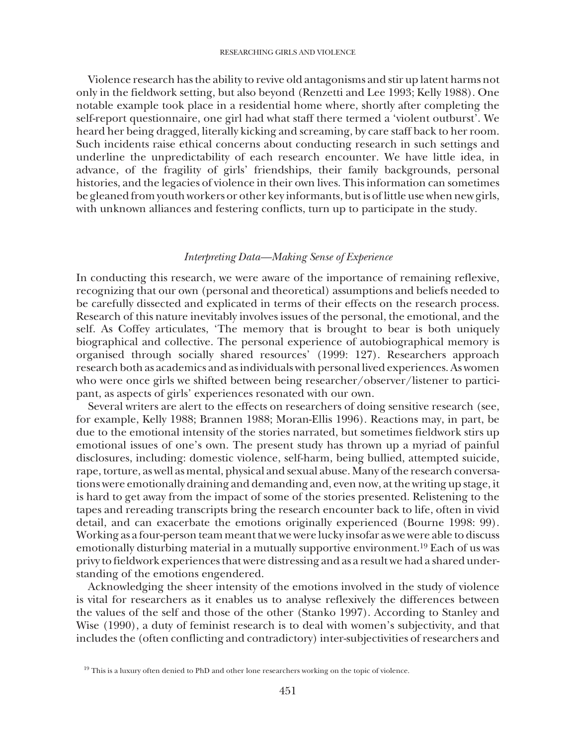Violence research has the ability to revive old antagonisms and stir up latent harms not only in the fieldwork setting, but also beyond (Renzetti and Lee 1993; Kelly 1988). One notable example took place in a residential home where, shortly after completing the self-report questionnaire, one girl had what staff there termed a 'violent outburst'. We heard her being dragged, literally kicking and screaming, by care staff back to her room. Such incidents raise ethical concerns about conducting research in such settings and underline the unpredictability of each research encounter. We have little idea, in advance, of the fragility of girls' friendships, their family backgrounds, personal histories, and the legacies of violence in their own lives. This information can sometimes be gleaned from youth workers or other key informants, but is of little use when new girls, with unknown alliances and festering conflicts, turn up to participate in the study.

### *Interpreting Data—Making Sense of Experience*

In conducting this research, we were aware of the importance of remaining reflexive, recognizing that our own (personal and theoretical) assumptions and beliefs needed to be carefully dissected and explicated in terms of their effects on the research process. Research of this nature inevitably involves issues of the personal, the emotional, and the self. As Coffey articulates, 'The memory that is brought to bear is both uniquely biographical and collective. The personal experience of autobiographical memory is organised through socially shared resources' (1999: 127). Researchers approach research both as academics and as individuals with personal lived experiences. As women who were once girls we shifted between being researcher/observer/listener to participant, as aspects of girls' experiences resonated with our own.

Several writers are alert to the effects on researchers of doing sensitive research (see, for example, Kelly 1988; Brannen 1988; Moran-Ellis 1996). Reactions may, in part, be due to the emotional intensity of the stories narrated, but sometimes fieldwork stirs up emotional issues of one's own. The present study has thrown up a myriad of painful disclosures, including: domestic violence, self-harm, being bullied, attempted suicide, rape, torture, as well as mental, physical and sexual abuse. Many of the research conversations were emotionally draining and demanding and, even now, at the writing up stage, it is hard to get away from the impact of some of the stories presented. Relistening to the tapes and rereading transcripts bring the research encounter back to life, often in vivid detail, and can exacerbate the emotions originally experienced (Bourne 1998: 99). Working as a four-person team meant that we were lucky insofar as we were able to discuss emotionally disturbing material in a mutually supportive environment.[19] Each of us was privy to fieldwork experiences that were distressing and as a result we had a shared understanding of the emotions engendered.

Acknowledging the sheer intensity of the emotions involved in the study of violence is vital for researchers as it enables us to analyse reflexively the differences between the values of the self and those of the other (Stanko 1997). According to Stanley and Wise (1990), a duty of feminist research is to deal with women's subjectivity, and that includes the (often conflicting and contradictory) inter-subjectivities of researchers and

[19] This is a luxury often denied to PhD and other lone researchers working on the topic of violence.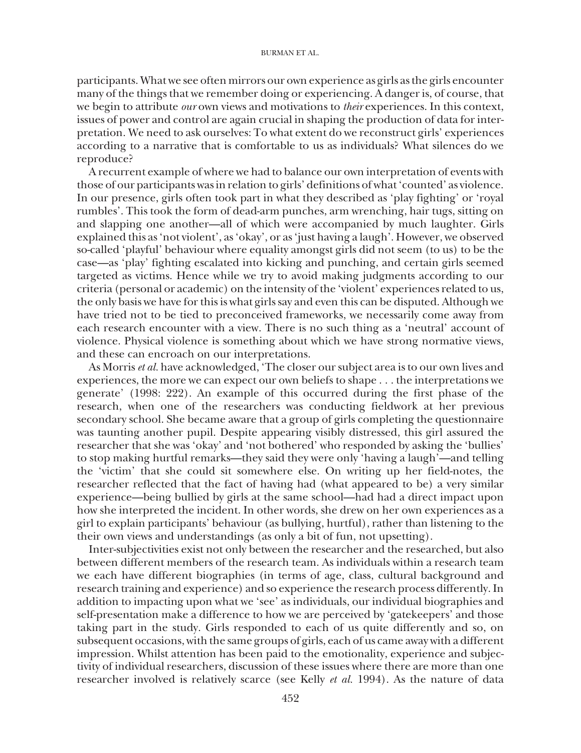participants. What we see often mirrors our own experience as girls as the girls encounter many of the things that we remember doing or experiencing. A danger is, of course, that we begin to attribute *our* own views and motivations to *their* experiences. In this context, issues of power and control are again crucial in shaping the production of data for interpretation. We need to ask ourselves: To what extent do we reconstruct girls' experiences according to a narrative that is comfortable to us as individuals? What silences do we reproduce?

A recurrent example of where we had to balance our own interpretation of events with those of our participants was in relation to girls' definitions of what 'counted' as violence. In our presence, girls often took part in what they described as 'play fighting' or 'royal rumbles'. This took the form of dead-arm punches, arm wrenching, hair tugs, sitting on and slapping one another—all of which were accompanied by much laughter. Girls explained this as 'not violent', as 'okay', or as 'just having a laugh'. However, we observed so-called 'playful' behaviour where equality amongst girls did not seem (to us) to be the case—as 'play' fighting escalated into kicking and punching, and certain girls seemed targeted as victims. Hence while we try to avoid making judgments according to our criteria (personal or academic) on the intensity of the 'violent' experiences related to us, the only basis we have for this is what girls say and even this can be disputed. Although we have tried not to be tied to preconceived frameworks, we necessarily come away from each research encounter with a view. There is no such thing as a 'neutral' account of violence. Physical violence is something about which we have strong normative views, and these can encroach on our interpretations.

As Morris *et al.* have acknowledged, 'The closer our subject area is to our own lives and experiences, the more we can expect our own beliefs to shape . . . the interpretations we generate' (1998: 222). An example of this occurred during the first phase of the research, when one of the researchers was conducting fieldwork at her previous secondary school. She became aware that a group of girls completing the questionnaire was taunting another pupil. Despite appearing visibly distressed, this girl assured the researcher that she was 'okay' and 'not bothered' who responded by asking the 'bullies' to stop making hurtful remarks—they said they were only 'having a laugh'—and telling the 'victim' that she could sit somewhere else. On writing up her field-notes, the researcher reflected that the fact of having had (what appeared to be) a very similar experience—being bullied by girls at the same school—had had a direct impact upon how she interpreted the incident. In other words, she drew on her own experiences as a girl to explain participants' behaviour (as bullying, hurtful), rather than listening to the their own views and understandings (as only a bit of fun, not upsetting).

Inter-subjectivities exist not only between the researcher and the researched, but also between different members of the research team. As individuals within a research team we each have different biographies (in terms of age, class, cultural background and research training and experience) and so experience the research process differently. In addition to impacting upon what we 'see' as individuals, our individual biographies and self-presentation make a difference to how we are perceived by 'gatekeepers' and those taking part in the study. Girls responded to each of us quite differently and so, on subsequent occasions, with the same groups of girls, each of us came away with a different impression. Whilst attention has been paid to the emotionality, experience and subjectivity of individual researchers, discussion of these issues where there are more than one researcher involved is relatively scarce (see Kelly *et al.* 1994). As the nature of data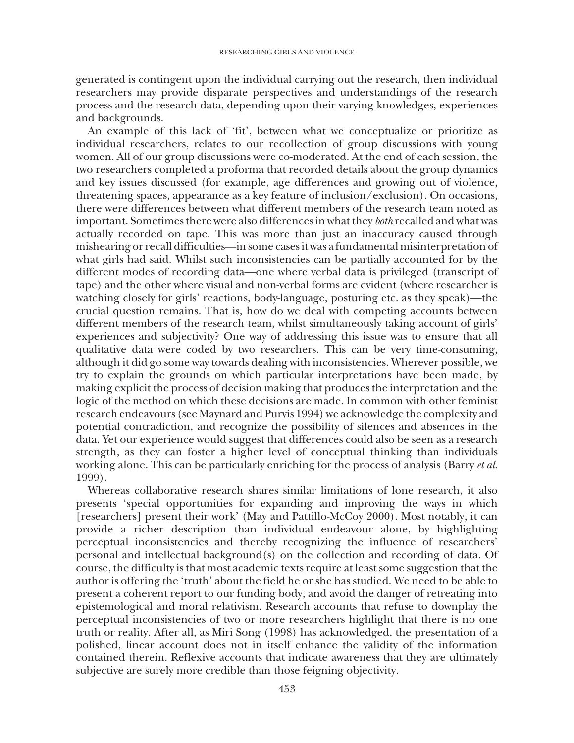generated is contingent upon the individual carrying out the research, then individual researchers may provide disparate perspectives and understandings of the research process and the research data, depending upon their varying knowledges, experiences and backgrounds.

An example of this lack of 'fit', between what we conceptualize or prioritize as individual researchers, relates to our recollection of group discussions with young women. All of our group discussions were co-moderated. At the end of each session, the two researchers completed a proforma that recorded details about the group dynamics and key issues discussed (for example, age differences and growing out of violence, threatening spaces, appearance as a key feature of inclusion/exclusion). On occasions, there were differences between what different members of the research team noted as important. Sometimes there were also differences in what they *both* recalled and what was actually recorded on tape. This was more than just an inaccuracy caused through mishearing or recall difficulties—in some cases it was a fundamental misinterpretation of what girls had said. Whilst such inconsistencies can be partially accounted for by the different modes of recording data—one where verbal data is privileged (transcript of tape) and the other where visual and non-verbal forms are evident (where researcher is watching closely for girls' reactions, body-language, posturing etc. as they speak)—the crucial question remains. That is, how do we deal with competing accounts between different members of the research team, whilst simultaneously taking account of girls' experiences and subjectivity? One way of addressing this issue was to ensure that all qualitative data were coded by two researchers. This can be very time-consuming, although it did go some way towards dealing with inconsistencies. Wherever possible, we try to explain the grounds on which particular interpretations have been made, by making explicit the process of decision making that produces the interpretation and the logic of the method on which these decisions are made. In common with other feminist research endeavours (see Maynard and Purvis 1994) we acknowledge the complexity and potential contradiction, and recognize the possibility of silences and absences in the data. Yet our experience would suggest that differences could also be seen as a research strength, as they can foster a higher level of conceptual thinking than individuals working alone. This can be particularly enriching for the process of analysis (Barry *et al.* 1999).

Whereas collaborative research shares similar limitations of lone research, it also presents 'special opportunities for expanding and improving the ways in which [researchers] present their work' (May and Pattillo-McCoy 2000). Most notably, it can provide a richer description than individual endeavour alone, by highlighting perceptual inconsistencies and thereby recognizing the influence of researchers' personal and intellectual background(s) on the collection and recording of data. Of course, the difficulty is that most academic texts require at least some suggestion that the author is offering the 'truth' about the field he or she has studied. We need to be able to present a coherent report to our funding body, and avoid the danger of retreating into epistemological and moral relativism. Research accounts that refuse to downplay the perceptual inconsistencies of two or more researchers highlight that there is no one truth or reality. After all, as Miri Song (1998) has acknowledged, the presentation of a polished, linear account does not in itself enhance the validity of the information contained therein. Reflexive accounts that indicate awareness that they are ultimately subjective are surely more credible than those feigning objectivity.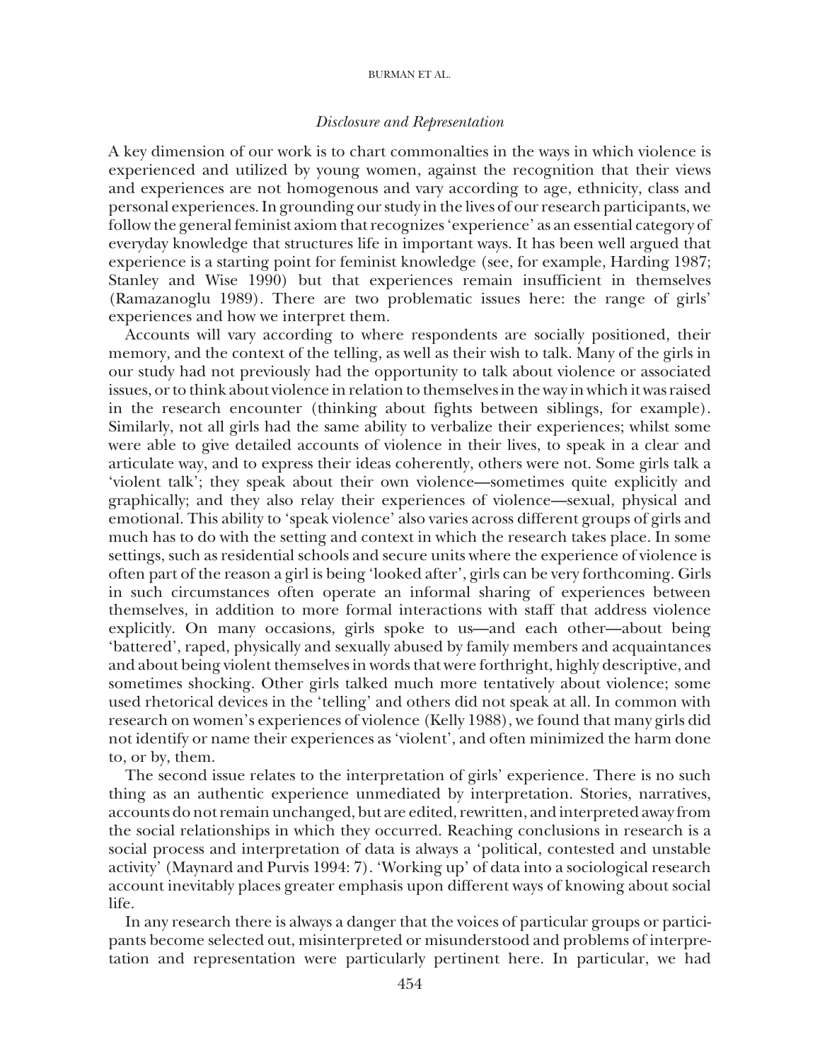### *Disclosure and Representation*

A key dimension of our work is to chart commonalties in the ways in which violence is experienced and utilized by young women, against the recognition that their views and experiences are not homogenous and vary according to age, ethnicity, class and personal experiences. In grounding our study in the lives of our research participants, we follow the general feminist axiom that recognizes 'experience' as an essential category of everyday knowledge that structures life in important ways. It has been well argued that experience is a starting point for feminist knowledge (see, for example, Harding 1987; Stanley and Wise 1990) but that experiences remain insufficient in themselves (Ramazanoglu 1989). There are two problematic issues here: the range of girls' experiences and how we interpret them.

Accounts will vary according to where respondents are socially positioned, their memory, and the context of the telling, as well as their wish to talk. Many of the girls in our study had not previously had the opportunity to talk about violence or associated issues, or to think about violence in relation to themselves in the way in which it was raised in the research encounter (thinking about fights between siblings, for example). Similarly, not all girls had the same ability to verbalize their experiences; whilst some were able to give detailed accounts of violence in their lives, to speak in a clear and articulate way, and to express their ideas coherently, others were not. Some girls talk a 'violent talk'; they speak about their own violence—sometimes quite explicitly and graphically; and they also relay their experiences of violence—sexual, physical and emotional. This ability to 'speak violence' also varies across different groups of girls and much has to do with the setting and context in which the research takes place. In some settings, such as residential schools and secure units where the experience of violence is often part of the reason a girl is being 'looked after', girls can be very forthcoming. Girls in such circumstances often operate an informal sharing of experiences between themselves, in addition to more formal interactions with staff that address violence explicitly. On many occasions, girls spoke to us—and each other—about being 'battered', raped, physically and sexually abused by family members and acquaintances and about being violent themselves in words that were forthright, highly descriptive, and sometimes shocking. Other girls talked much more tentatively about violence; some used rhetorical devices in the 'telling' and others did not speak at all. In common with research on women's experiences of violence (Kelly 1988), we found that many girls did not identify or name their experiences as 'violent', and often minimized the harm done to, or by, them.

The second issue relates to the interpretation of girls' experience. There is no such thing as an authentic experience unmediated by interpretation. Stories, narratives, accounts do not remain unchanged, but are edited, rewritten, and interpreted away from the social relationships in which they occurred. Reaching conclusions in research is a social process and interpretation of data is always a 'political, contested and unstable activity' (Maynard and Purvis 1994: 7). 'Working up' of data into a sociological research account inevitably places greater emphasis upon different ways of knowing about social life.

In any research there is always a danger that the voices of particular groups or participants become selected out, misinterpreted or misunderstood and problems of interpretation and representation were particularly pertinent here. In particular, we had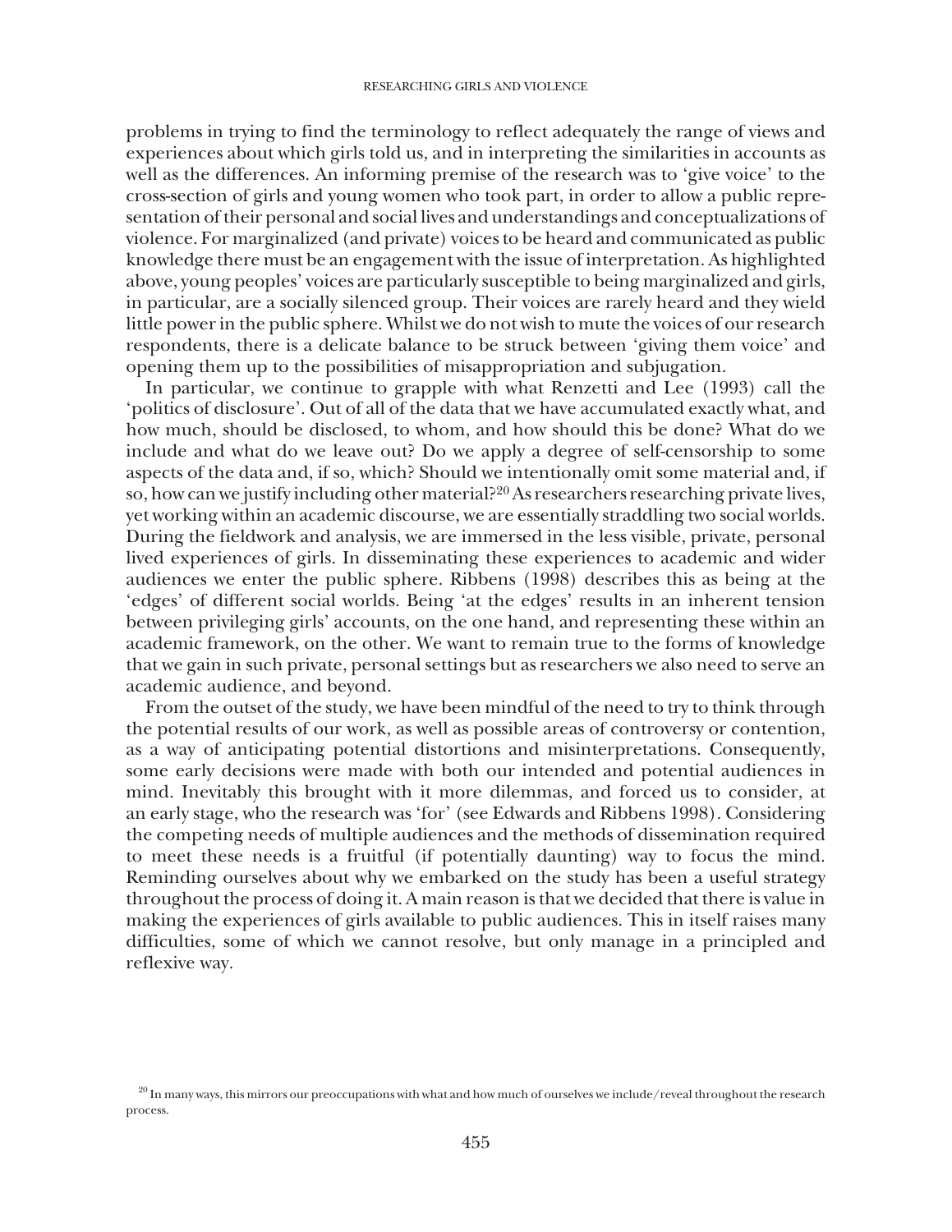problems in trying to find the terminology to reflect adequately the range of views and experiences about which girls told us, and in interpreting the similarities in accounts as well as the differences. An informing premise of the research was to 'give voice' to the cross-section of girls and young women who took part, in order to allow a public representation of their personal and social lives and understandings and conceptualizations of violence. For marginalized (and private) voices to be heard and communicated as public knowledge there must be an engagement with the issue of interpretation. As highlighted above, young peoples' voices are particularly susceptible to being marginalized and girls, in particular, are a socially silenced group. Their voices are rarely heard and they wield little power in the public sphere. Whilst we do not wish to mute the voices of our research respondents, there is a delicate balance to be struck between 'giving them voice' and opening them up to the possibilities of misappropriation and subjugation.

In particular, we continue to grapple with what Renzetti and Lee (1993) call the 'politics of disclosure'. Out of all of the data that we have accumulated exactly what, and how much, should be disclosed, to whom, and how should this be done? What do we include and what do we leave out? Do we apply a degree of self-censorship to some aspects of the data and, if so, which? Should we intentionally omit some material and, if so, how can we justify including other material?[20] As researchers researching private lives, yet working within an academic discourse, we are essentially straddling two social worlds. During the fieldwork and analysis, we are immersed in the less visible, private, personal lived experiences of girls. In disseminating these experiences to academic and wider audiences we enter the public sphere. Ribbens (1998) describes this as being at the 'edges' of different social worlds. Being 'at the edges' results in an inherent tension between privileging girls' accounts, on the one hand, and representing these within an academic framework, on the other. We want to remain true to the forms of knowledge that we gain in such private, personal settings but as researchers we also need to serve an academic audience, and beyond.

From the outset of the study, we have been mindful of the need to try to think through the potential results of our work, as well as possible areas of controversy or contention, as a way of anticipating potential distortions and misinterpretations. Consequently, some early decisions were made with both our intended and potential audiences in mind. Inevitably this brought with it more dilemmas, and forced us to consider, at an early stage, who the research was 'for' (see Edwards and Ribbens 1998). Considering the competing needs of multiple audiences and the methods of dissemination required to meet these needs is a fruitful (if potentially daunting) way to focus the mind. Reminding ourselves about why we embarked on the study has been a useful strategy throughout the process of doing it. A main reason is that we decided that there is value in making the experiences of girls available to public audiences. This in itself raises many difficulties, some of which we cannot resolve, but only manage in a principled and reflexive way.

[20] In many ways, this mirrors our preoccupations with what and how much of ourselves we include/reveal throughout the research process.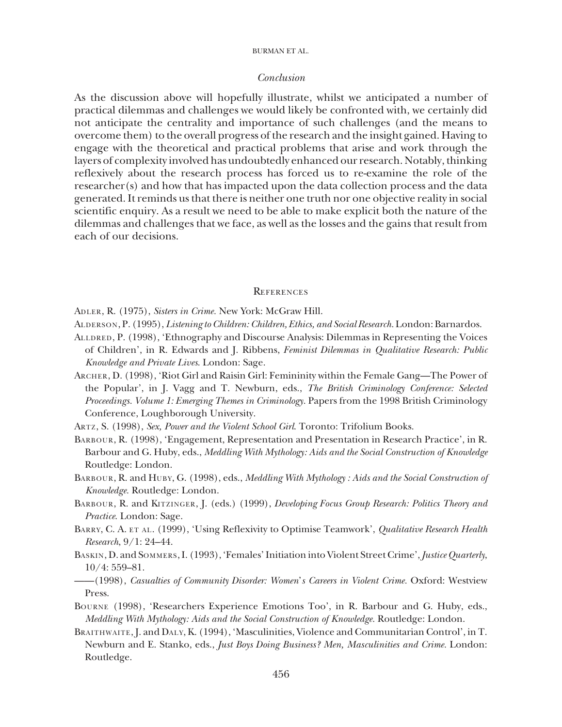## *Conclusion*

As the discussion above will hopefully illustrate, whilst we anticipated a number of practical dilemmas and challenges we would likely be confronted with, we certainly did not anticipate the centrality and importance of such challenges (and the means to overcome them) to the overall progress of the research and the insight gained. Having to engage with the theoretical and practical problems that arise and work through the layers of complexity involved has undoubtedly enhanced our research. Notably, thinking reflexively about the research process has forced us to re-examine the role of the researcher(s) and how that has impacted upon the data collection process and the data generated. It reminds us that there is neither one truth nor one objective reality in social scientific enquiry. As a result we need to be able to make explicit both the nature of the dilemmas and challenges that we face, as well as the losses and the gains that result from each of our decisions.

## References

Adler, R. (1975), *Sisters in Crime*. New York: McGraw Hill.

Alderson, P. (1995), *Listening to Children: Children, Ethics, and Social Research*. London: Barnardos.

Alldred, P. (1998), 'Ethnography and Discourse Analysis: Dilemmas in Representing the Voices of Children', in R. Edwards and J. Ribbens, *Feminist Dilemmas in Qualitative Research: Public Knowledge and Private Lives*. London: Sage.

Archer, D. (1998), 'Riot Girl and Raisin Girl: Femininity within the Female Gang—The Power of the Popular', in J. Vagg and T. Newburn, eds., *The British Criminology Conference: Selected Proceedings. Volume 1: Emerging Themes in Criminology*. Papers from the 1998 British Criminology Conference, Loughborough University.

Artz, S. (1998), *Sex, Power and the Violent School Girl*. Toronto: Trifolium Books.

Barbour, R. (1998), 'Engagement, Representation and Presentation in Research Practice', in R. Barbour and G. Huby, eds., *Meddling With Mythology: Aids and the Social Construction of Knowledge* Routledge: London.

Barbour, R. and Huby, G. (1998), eds., *Meddling With Mythology : Aids and the Social Construction of Knowledge*. Routledge: London.

Barbour, R. and Kitzinger, J. (eds.) (1999), *Developing Focus Group Research: Politics Theory and Practice*. London: Sage.

Barry, C. A. et al. (1999), 'Using Reflexivity to Optimise Teamwork', *Qualitative Research Health Research*, 9/1: 24–44.

Baskin, D. and Sommers, I. (1993), 'Females' Initiation into Violent Street Crime', *Justice Quarterly*, 10/4: 559–81.

——(1998), *Casualties of Community Disorder: Women's Careers in Violent Crime*. Oxford: Westview Press.

Bourne (1998), 'Researchers Experience Emotions Too', in R. Barbour and G. Huby, eds., *Meddling With Mythology: Aids and the Social Construction of Knowledge*. Routledge: London.

Braithwaite, J. and Daly, K. (1994), 'Masculinities, Violence and Communitarian Control', in T. Newburn and E. Stanko, eds., *Just Boys Doing Business? Men, Masculinities and Crime*. London: Routledge.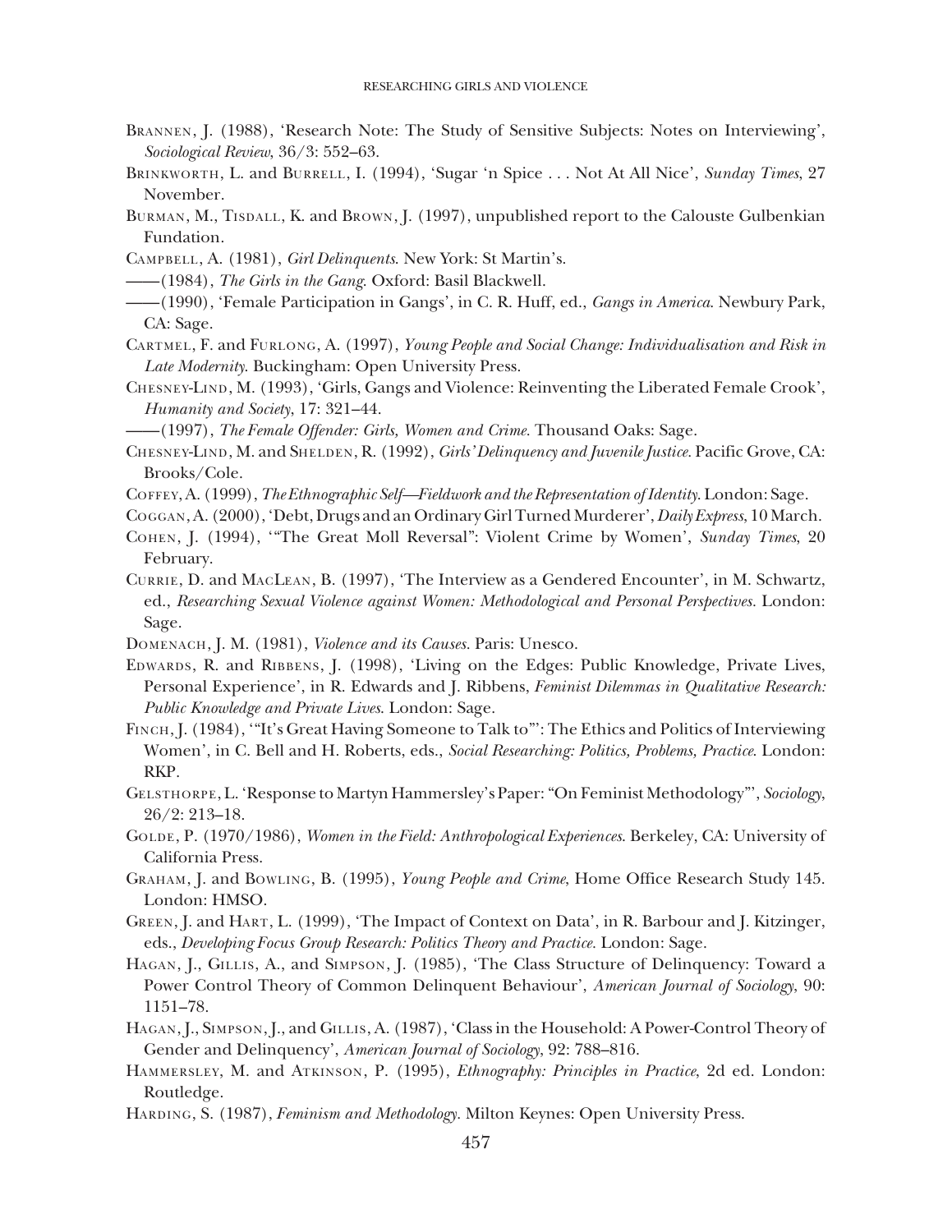Brannen, J. (1988), 'Research Note: The Study of Sensitive Subjects: Notes on Interviewing', *Sociological Review*, 36/3: 552–63.

Brinkworth, L. and Burrell, I. (1994), 'Sugar 'n Spice . . . Not At All Nice', *Sunday Times*, 27 November.

Burman, M., Tisdall, K. and Brown, J. (1997), unpublished report to the Calouste Gulbenkian Fundation.

Campbell, A. (1981), *Girl Delinquents*. New York: St Martin's.

——(1984), *The Girls in the Gang*. Oxford: Basil Blackwell.

——(1990), 'Female Participation in Gangs', in C. R. Huff, ed., *Gangs in America*. Newbury Park, CA: Sage.

Cartmel, F. and Furlong, A. (1997), *Young People and Social Change: Individualisation and Risk in Late Modernity*. Buckingham: Open University Press.

Chesney-Lind, M. (1993), 'Girls, Gangs and Violence: Reinventing the Liberated Female Crook', *Humanity and Society*, 17: 321–44.

——(1997), *The Female Offender: Girls, Women and Crime*. Thousand Oaks: Sage.

Chesney-Lind, M. and Shelden, R. (1992), *Girls' Delinquency and Juvenile Justice*. Pacific Grove, CA: Brooks/Cole.

Coffey, A. (1999), *The Ethnographic Self—Fieldwork and the Representation of Identity*. London: Sage.

Coggan, A. (2000), 'Debt, Drugs and an Ordinary Girl Turned Murderer', *Daily Express*, 10 March.

Cohen, J. (1994), '"The Great Moll Reversal": Violent Crime by Women', *Sunday Times*, 20 February.

Currie, D. and MacLean, B. (1997), 'The Interview as a Gendered Encounter', in M. Schwartz, ed., *Researching Sexual Violence against Women: Methodological and Personal Perspectives*. London: Sage.

Domenach, J. M. (1981), *Violence and its Causes*. Paris: Unesco.

Edwards, R. and Ribbens, J. (1998), 'Living on the Edges: Public Knowledge, Private Lives, Personal Experience', in R. Edwards and J. Ribbens, *Feminist Dilemmas in Qualitative Research: Public Knowledge and Private Lives*. London: Sage.

Finch, J. (1984), '"It's Great Having Someone to Talk to"': The Ethics and Politics of Interviewing Women', in C. Bell and H. Roberts, eds., *Social Researching: Politics, Problems, Practice*. London: RKP.

Gelsthorpe, L. 'Response to Martyn Hammersley's Paper: "On Feminist Methodology"', *Sociology*, 26/2: 213–18.

Golde, P. (1970/1986), *Women in the Field: Anthropological Experiences*. Berkeley, CA: University of California Press.

Graham, J. and Bowling, B. (1995), *Young People and Crime*, Home Office Research Study 145. London: HMSO.

Green, J. and Hart, L. (1999), 'The Impact of Context on Data', in R. Barbour and J. Kitzinger, eds., *Developing Focus Group Research: Politics Theory and Practice*. London: Sage.

Hagan, J., Gillis, A., and Simpson, J. (1985), 'The Class Structure of Delinquency: Toward a Power Control Theory of Common Delinquent Behaviour', *American Journal of Sociology*, 90: 1151–78.

Hagan, J., Simpson, J., and Gillis, A. (1987), 'Class in the Household: A Power-Control Theory of Gender and Delinquency', *American Journal of Sociology*, 92: 788–816.

Hammersley, M. and Atkinson, P. (1995), *Ethnography: Principles in Practice*, 2d ed. London: Routledge.

Harding, S. (1987), *Feminism and Methodology*. Milton Keynes: Open University Press.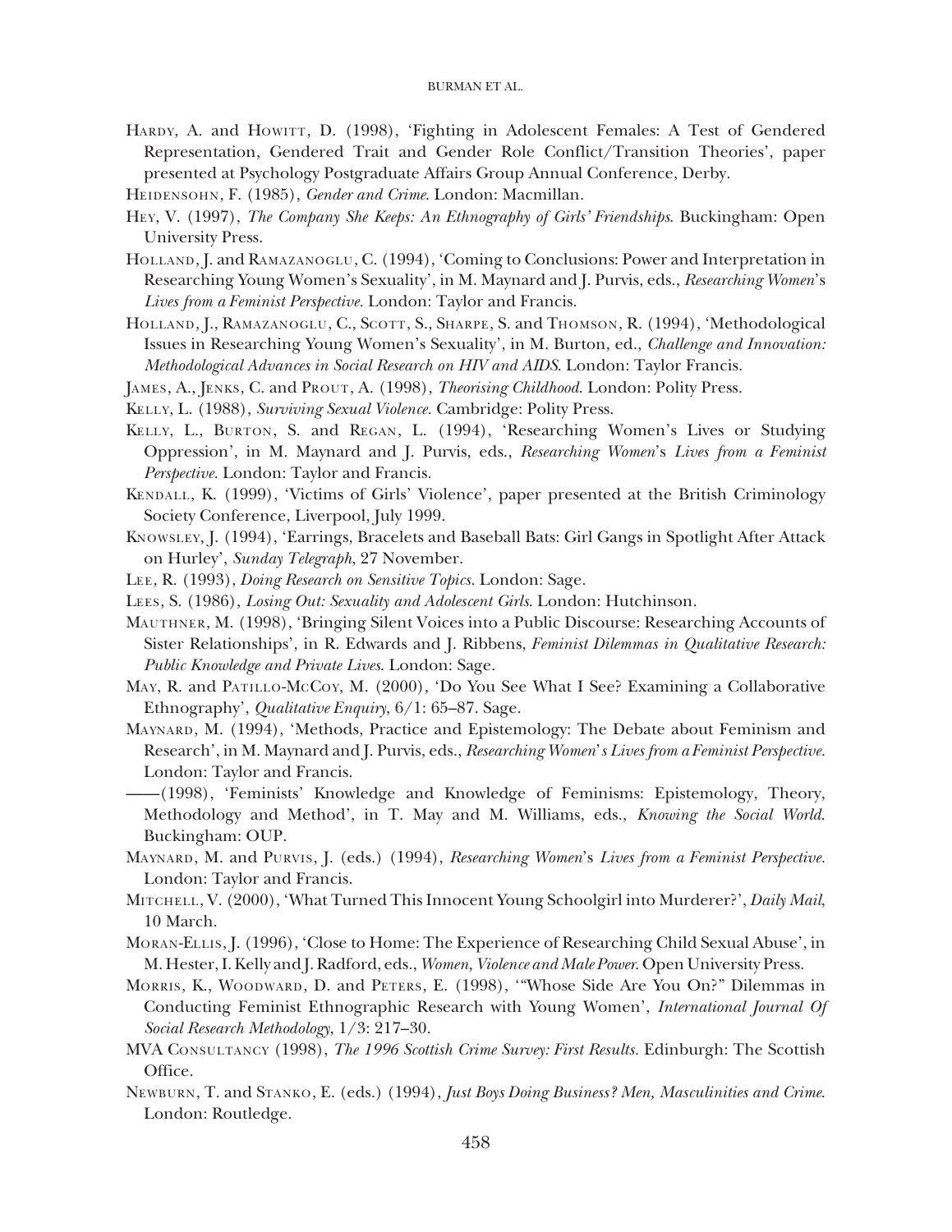Hardy, A. and Howitt, D. (1998), 'Fighting in Adolescent Females: A Test of Gendered Representation, Gendered Trait and Gender Role Conflict/Transition Theories', paper presented at Psychology Postgraduate Affairs Group Annual Conference, Derby.

Heidensohn, F. (1985), *Gender and Crime*. London: Macmillan.

Hey, V. (1997), *The Company She Keeps: An Ethnography of Girls' Friendships*. Buckingham: Open University Press.

Holland, J. and Ramazanoglu, C. (1994), 'Coming to Conclusions: Power and Interpretation in Researching Young Women's Sexuality', in M. Maynard and J. Purvis, eds., *Researching Women's Lives from a Feminist Perspective*. London: Taylor and Francis.

Holland, J., Ramazanoglu, C., Scott, S., Sharpe, S. and Thomson, R. (1994), 'Methodological Issues in Researching Young Women's Sexuality', in M. Burton, ed., *Challenge and Innovation: Methodological Advances in Social Research on HIV and AIDS*. London: Taylor Francis.

James, A., Jenks, C. and Prout, A. (1998), *Theorising Childhood*. London: Polity Press.

Kelly, L. (1988), *Surviving Sexual Violence*. Cambridge: Polity Press.

Kelly, L., Burton, S. and Regan, L. (1994), 'Researching Women's Lives or Studying Oppression', in M. Maynard and J. Purvis, eds., *Researching Women's Lives from a Feminist Perspective*. London: Taylor and Francis.

Kendall, K. (1999), 'Victims of Girls' Violence', paper presented at the British Criminology Society Conference, Liverpool, July 1999.

Knowsley, J. (1994), 'Earrings, Bracelets and Baseball Bats: Girl Gangs in Spotlight After Attack on Hurley', *Sunday Telegraph*, 27 November.

Lee, R. (1993), *Doing Research on Sensitive Topics*. London: Sage.

Lees, S. (1986), *Losing Out: Sexuality and Adolescent Girls*. London: Hutchinson.

Mauthner, M. (1998), 'Bringing Silent Voices into a Public Discourse: Researching Accounts of Sister Relationships', in R. Edwards and J. Ribbens, *Feminist Dilemmas in Qualitative Research: Public Knowledge and Private Lives*. London: Sage.

May, R. and Patillo-McCoy, M. (2000), 'Do You See What I See? Examining a Collaborative Ethnography', *Qualitative Enquiry*, 6/1: 65–87. Sage.

Maynard, M. (1994), 'Methods, Practice and Epistemology: The Debate about Feminism and Research', in M. Maynard and J. Purvis, eds., *Researching Women's Lives from a Feminist Perspective*. London: Taylor and Francis.

——(1998), 'Feminists' Knowledge and Knowledge of Feminisms: Epistemology, Theory, Methodology and Method', in T. May and M. Williams, eds., *Knowing the Social World*. Buckingham: OUP.

Maynard, M. and Purvis, J. (eds.) (1994), *Researching Women's Lives from a Feminist Perspective*. London: Taylor and Francis.

Mitchell, V. (2000), 'What Turned This Innocent Young Schoolgirl into Murderer?', *Daily Mail*, 10 March.

Moran-Ellis, J. (1996), 'Close to Home: The Experience of Researching Child Sexual Abuse', in M. Hester, I. Kelly and J. Radford, eds., *Women, Violence and Male Power*. Open University Press.

Morris, K., Woodward, D. and Peters, E. (1998), '"Whose Side Are You On?" Dilemmas in Conducting Feminist Ethnographic Research with Young Women', *International Journal Of Social Research Methodology*, 1/3: 217–30.

MVA Consultancy (1998), *The 1996 Scottish Crime Survey: First Results*. Edinburgh: The Scottish Office.

Newburn, T. and Stanko, E. (eds.) (1994), *Just Boys Doing Business? Men, Masculinities and Crime*. London: Routledge.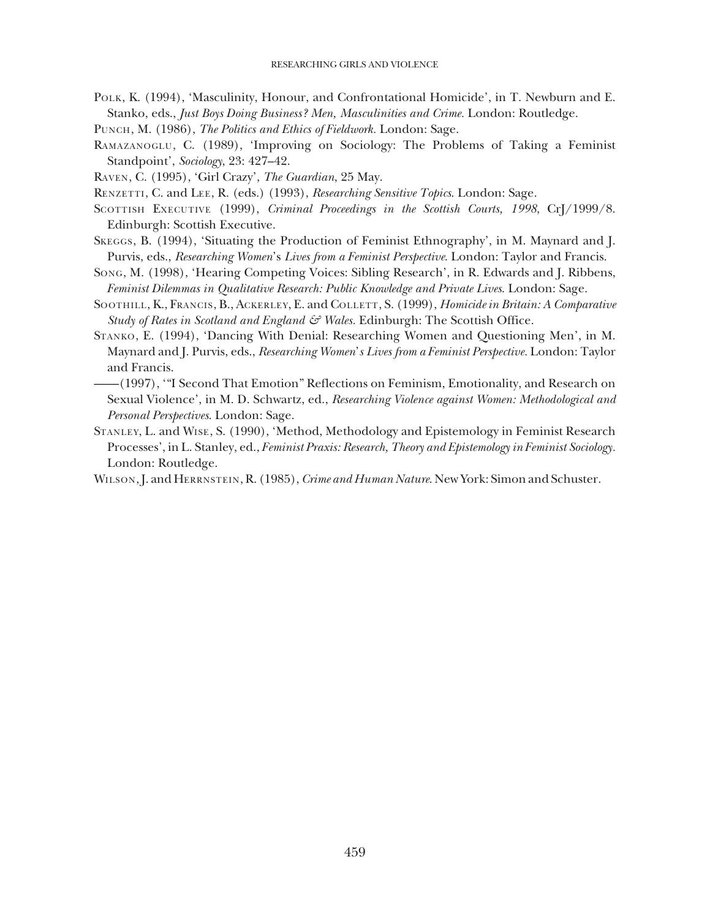Polk, K. (1994), 'Masculinity, Honour, and Confrontational Homicide', in T. Newburn and E. Stanko, eds., *Just Boys Doing Business? Men, Masculinities and Crime*. London: Routledge.

Punch, M. (1986), *The Politics and Ethics of Fieldwork*. London: Sage.

Ramazanoglu, C. (1989), 'Improving on Sociology: The Problems of Taking a Feminist Standpoint', *Sociology*, 23: 427–42.

Raven, C. (1995), 'Girl Crazy', *The Guardian*, 25 May.

Renzetti, C. and Lee, R. (eds.) (1993), *Researching Sensitive Topics*. London: Sage.

Scottish Executive (1999), *Criminal Proceedings in the Scottish Courts, 1998*, CrJ/1999/8. Edinburgh: Scottish Executive.

Skeggs, B. (1994), 'Situating the Production of Feminist Ethnography', in M. Maynard and J. Purvis, eds., *Researching Women's Lives from a Feminist Perspective*. London: Taylor and Francis.

Song, M. (1998), 'Hearing Competing Voices: Sibling Research', in R. Edwards and J. Ribbens, *Feminist Dilemmas in Qualitative Research: Public Knowledge and Private Lives*. London: Sage.

Soothill, K., Francis, B., Ackerley, E. and Collett, S. (1999), *Homicide in Britain: A Comparative Study of Rates in Scotland and England & Wales*. Edinburgh: The Scottish Office.

Stanko, E. (1994), 'Dancing With Denial: Researching Women and Questioning Men', in M. Maynard and J. Purvis, eds., *Researching Women's Lives from a Feminist Perspective*. London: Taylor and Francis.

——(1997), '"I Second That Emotion" Reflections on Feminism, Emotionality, and Research on Sexual Violence', in M. D. Schwartz, ed., *Researching Violence against Women: Methodological and Personal Perspectives*. London: Sage.

Stanley, L. and Wise, S. (1990), 'Method, Methodology and Epistemology in Feminist Research Processes', in L. Stanley, ed., *Feminist Praxis: Research, Theory and Epistemology in Feminist Sociology*. London: Routledge.

Wilson, J. and Herrnstein, R. (1985), *Crime and Human Nature*. New York: Simon and Schuster.